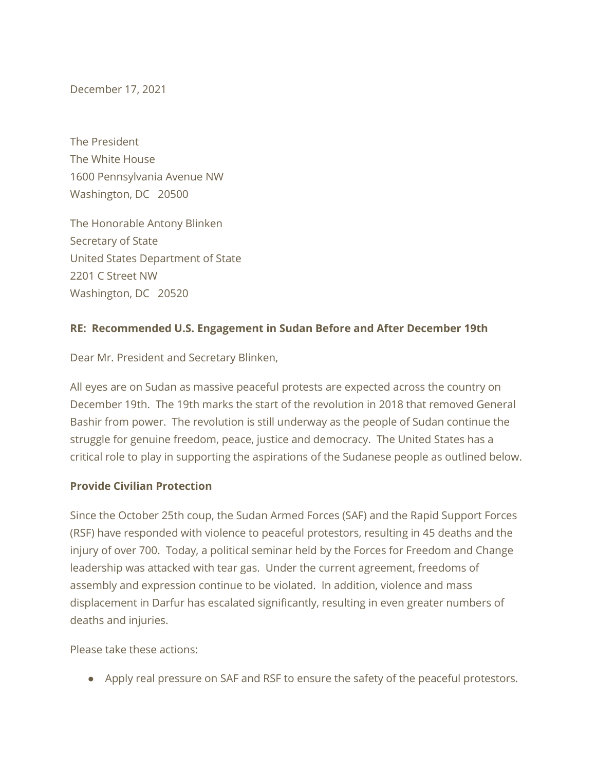December 17, 2021

The President
The White House
1600 Pennsylvania Avenue NW
Washington, DC 20500

The Honorable Antony Blinken
Secretary of State
United States Department of State
2201 C Street NW
Washington, DC 20520

**RE: Recommended U.S. Engagement in Sudan Before and After December 19th**

Dear Mr. President and Secretary Blinken,

All eyes are on Sudan as massive peaceful protests are expected across the country on December 19th. The 19th marks the start of the revolution in 2018 that removed General Bashir from power. The revolution is still underway as the people of Sudan continue the struggle for genuine freedom, peace, justice and democracy. The United States has a critical role to play in supporting the aspirations of the Sudanese people as outlined below.

**Provide Civilian Protection**

Since the October 25th coup, the Sudan Armed Forces (SAF) and the Rapid Support Forces (RSF) have responded with violence to peaceful protestors, resulting in 45 deaths and the injury of over 700. Today, a political seminar held by the Forces for Freedom and Change leadership was attacked with tear gas. Under the current agreement, freedoms of assembly and expression continue to be violated. In addition, violence and mass displacement in Darfur has escalated significantly, resulting in even greater numbers of deaths and injuries.

Please take these actions:

- Apply real pressure on SAF and RSF to ensure the safety of the peaceful protestors.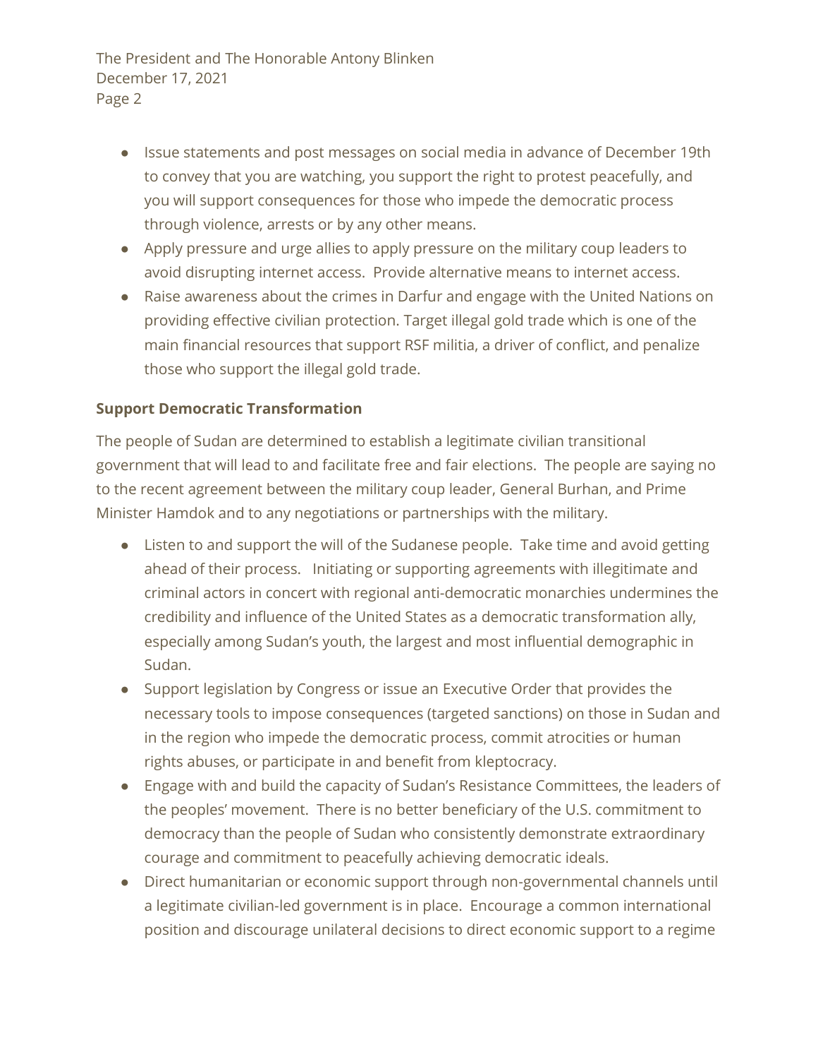- Issue statements and post messages on social media in advance of December 19th to convey that you are watching, you support the right to protest peacefully, and you will support consequences for those who impede the democratic process through violence, arrests or by any other means.
- Apply pressure and urge allies to apply pressure on the military coup leaders to avoid disrupting internet access. Provide alternative means to internet access.
- Raise awareness about the crimes in Darfur and engage with the United Nations on providing effective civilian protection. Target illegal gold trade which is one of the main financial resources that support RSF militia, a driver of conflict, and penalize those who support the illegal gold trade.

**Support Democratic Transformation**

The people of Sudan are determined to establish a legitimate civilian transitional government that will lead to and facilitate free and fair elections. The people are saying no to the recent agreement between the military coup leader, General Burhan, and Prime Minister Hamdok and to any negotiations or partnerships with the military.

- Listen to and support the will of the Sudanese people. Take time and avoid getting ahead of their process. Initiating or supporting agreements with illegitimate and criminal actors in concert with regional anti-democratic monarchies undermines the credibility and influence of the United States as a democratic transformation ally, especially among Sudan's youth, the largest and most influential demographic in Sudan.
- Support legislation by Congress or issue an Executive Order that provides the necessary tools to impose consequences (targeted sanctions) on those in Sudan and in the region who impede the democratic process, commit atrocities or human rights abuses, or participate in and benefit from kleptocracy.
- Engage with and build the capacity of Sudan's Resistance Committees, the leaders of the peoples' movement. There is no better beneficiary of the U.S. commitment to democracy than the people of Sudan who consistently demonstrate extraordinary courage and commitment to peacefully achieving democratic ideals.
- Direct humanitarian or economic support through non-governmental channels until a legitimate civilian-led government is in place. Encourage a common international position and discourage unilateral decisions to direct economic support to a regime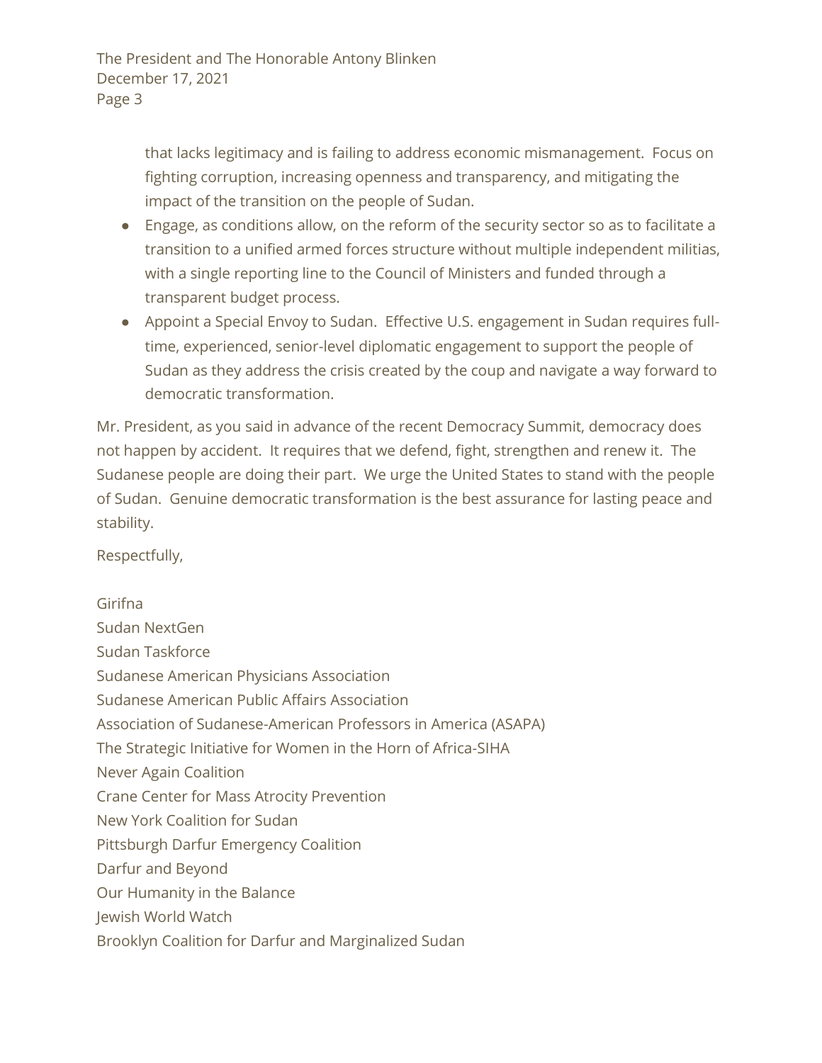that lacks legitimacy and is failing to address economic mismanagement. Focus on fighting corruption, increasing openness and transparency, and mitigating the impact of the transition on the people of Sudan.

- Engage, as conditions allow, on the reform of the security sector so as to facilitate a transition to a unified armed forces structure without multiple independent militias, with a single reporting line to the Council of Ministers and funded through a transparent budget process.
- Appoint a Special Envoy to Sudan. Effective U.S. engagement in Sudan requires full-time, experienced, senior-level diplomatic engagement to support the people of Sudan as they address the crisis created by the coup and navigate a way forward to democratic transformation.

Mr. President, as you said in advance of the recent Democracy Summit, democracy does not happen by accident. It requires that we defend, fight, strengthen and renew it. The Sudanese people are doing their part. We urge the United States to stand with the people of Sudan. Genuine democratic transformation is the best assurance for lasting peace and stability.

Respectfully,

Girifna
Sudan NextGen
Sudan Taskforce
Sudanese American Physicians Association
Sudanese American Public Affairs Association
Association of Sudanese-American Professors in America (ASAPA)
The Strategic Initiative for Women in the Horn of Africa-SIHA
Never Again Coalition
Crane Center for Mass Atrocity Prevention
New York Coalition for Sudan
Pittsburgh Darfur Emergency Coalition
Darfur and Beyond
Our Humanity in the Balance
Jewish World Watch
Brooklyn Coalition for Darfur and Marginalized Sudan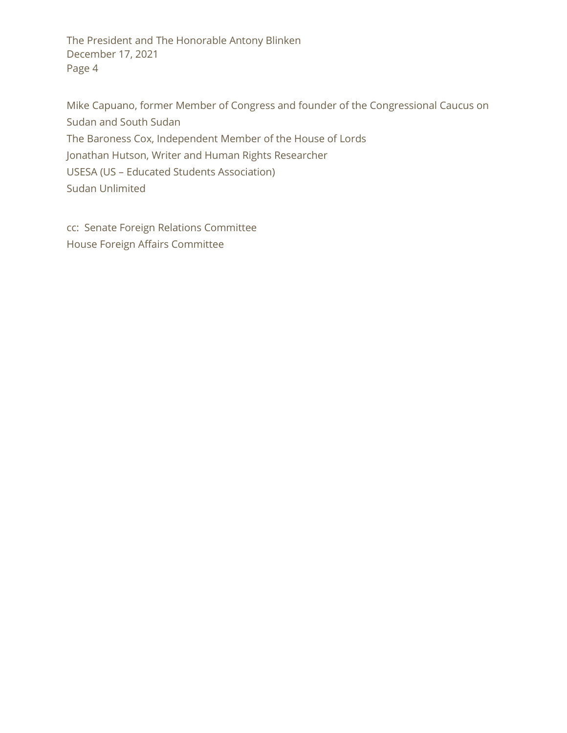Mike Capuano, former Member of Congress and founder of the Congressional Caucus on Sudan and South Sudan
The Baroness Cox, Independent Member of the House of Lords
Jonathan Hutson, Writer and Human Rights Researcher
USESA (US – Educated Students Association)
Sudan Unlimited

cc: Senate Foreign Relations Committee
House Foreign Affairs Committee